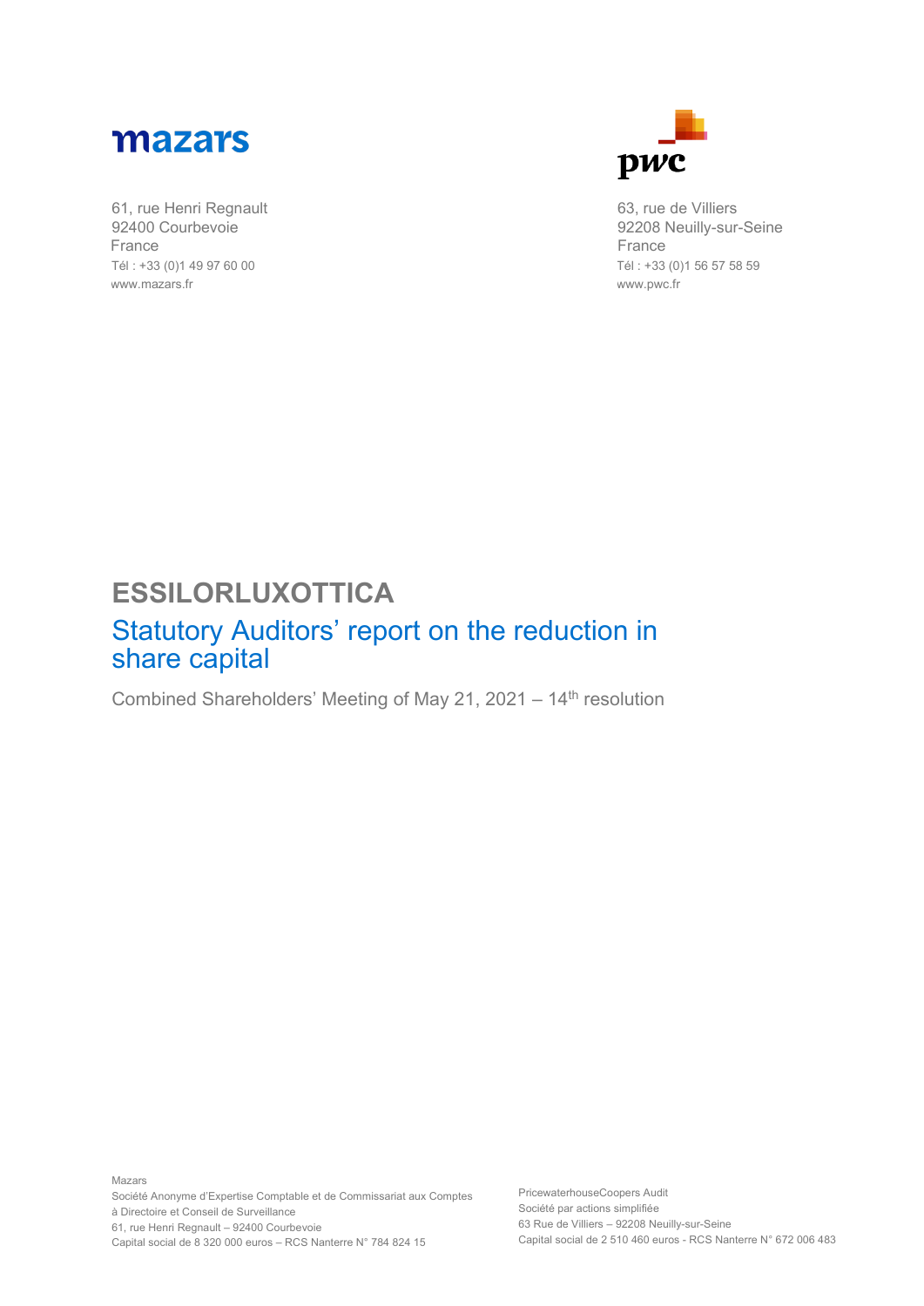mazars

61, rue Henri Regnault
92400 Courbevoie
France
Tél : +33 (0)1 49 97 60 00
www.mazars.fr

pwc

63, rue de Villiers
92208 Neuilly-sur-Seine
France
Tél : +33 (0)1 56 57 58 59
www.pwc.fr

# ESSILORLUXOTTICA

## Statutory Auditors' report on the reduction in share capital

Combined Shareholders' Meeting of May 21, 2021 – 14th resolution

Mazars
Société Anonyme d'Expertise Comptable et de Commissariat aux Comptes
à Directoire et Conseil de Surveillance
61, rue Henri Regnault – 92400 Courbevoie
Capital social de 8 320 000 euros – RCS Nanterre N° 784 824 15

PricewaterhouseCoopers Audit
Société par actions simplifiée
63 Rue de Villiers – 92208 Neuilly-sur-Seine
Capital social de 2 510 460 euros - RCS Nanterre N° 672 006 483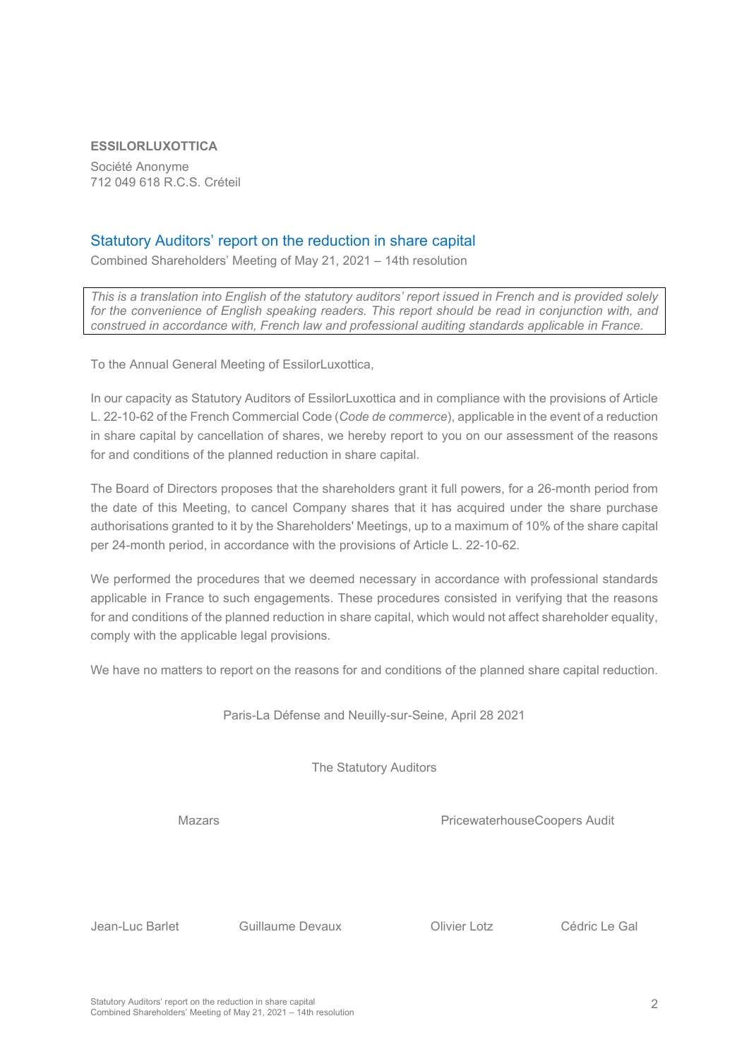**ESSILORLUXOTTICA**

Société Anonyme
712 049 618 R.C.S. Créteil

## Statutory Auditors' report on the reduction in share capital

Combined Shareholders' Meeting of May 21, 2021 – 14th resolution

*This is a translation into English of the statutory auditors' report issued in French and is provided solely for the convenience of English speaking readers. This report should be read in conjunction with, and construed in accordance with, French law and professional auditing standards applicable in France.*

To the Annual General Meeting of EssilorLuxottica,

In our capacity as Statutory Auditors of EssilorLuxottica and in compliance with the provisions of Article L. 22-10-62 of the French Commercial Code (*Code de commerce*), applicable in the event of a reduction in share capital by cancellation of shares, we hereby report to you on our assessment of the reasons for and conditions of the planned reduction in share capital.

The Board of Directors proposes that the shareholders grant it full powers, for a 26-month period from the date of this Meeting, to cancel Company shares that it has acquired under the share purchase authorisations granted to it by the Shareholders' Meetings, up to a maximum of 10% of the share capital per 24-month period, in accordance with the provisions of Article L. 22-10-62.

We performed the procedures that we deemed necessary in accordance with professional standards applicable in France to such engagements. These procedures consisted in verifying that the reasons for and conditions of the planned reduction in share capital, which would not affect shareholder equality, comply with the applicable legal provisions.

We have no matters to report on the reasons for and conditions of the planned share capital reduction.

Paris-La Défense and Neuilly-sur-Seine, April 28 2021

The Statutory Auditors

Mazars

Jean-Luc Barlet

Guillaume Devaux

PricewaterhouseCoopers Audit

Olivier Lotz

Cédric Le Gal